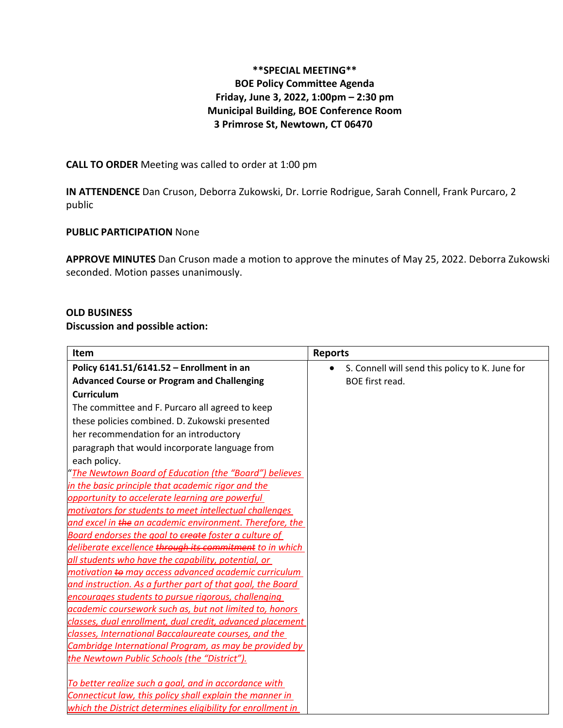**\*\*SPECIAL MEETING\*\***
**BOE Policy Committee Agenda**
**Friday, June 3, 2022, 1:00pm – 2:30 pm**
**Municipal Building, BOE Conference Room**
**3 Primrose St, Newtown, CT 06470**

**CALL TO ORDER** Meeting was called to order at 1:00 pm

**IN ATTENDENCE** Dan Cruson, Deborra Zukowski, Dr. Lorrie Rodrigue, Sarah Connell, Frank Purcaro, 2 public

**PUBLIC PARTICIPATION** None

**APPROVE MINUTES** Dan Cruson made a motion to approve the minutes of May 25, 2022. Deborra Zukowski seconded. Motion passes unanimously.

**OLD BUSINESS**
**Discussion and possible action:**

| Item | Reports |
|---|---|
| **Policy 6141.51/6141.52 – Enrollment in an Advanced Course or Program and Challenging Curriculum**<br>The committee and F. Purcaro all agreed to keep these policies combined. D. Zukowski presented her recommendation for an introductory paragraph that would incorporate language from each policy.<br>"*The Newtown Board of Education (the "Board") believes in the basic principle that academic rigor and the opportunity to accelerate learning are powerful motivators for students to meet intellectual challenges and excel in ~~the~~ an academic environment. Therefore, the Board endorses the goal to ~~create~~ foster a culture of deliberate excellence ~~through its commitment~~ to in which all students who have the capability, potential, or motivation ~~to~~ may access advanced academic curriculum and instruction. As a further part of that goal, the Board encourages students to pursue rigorous, challenging academic coursework such as, but not limited to, honors classes, dual enrollment, dual credit, advanced placement classes, International Baccalaureate courses, and the Cambridge International Program, as may be provided by the Newtown Public Schools (the "District").*<br><br>*To better realize such a goal, and in accordance with Connecticut law, this policy shall explain the manner in which the District determines eligibility for enrollment in* | • S. Connell will send this policy to K. June for BOE first read. |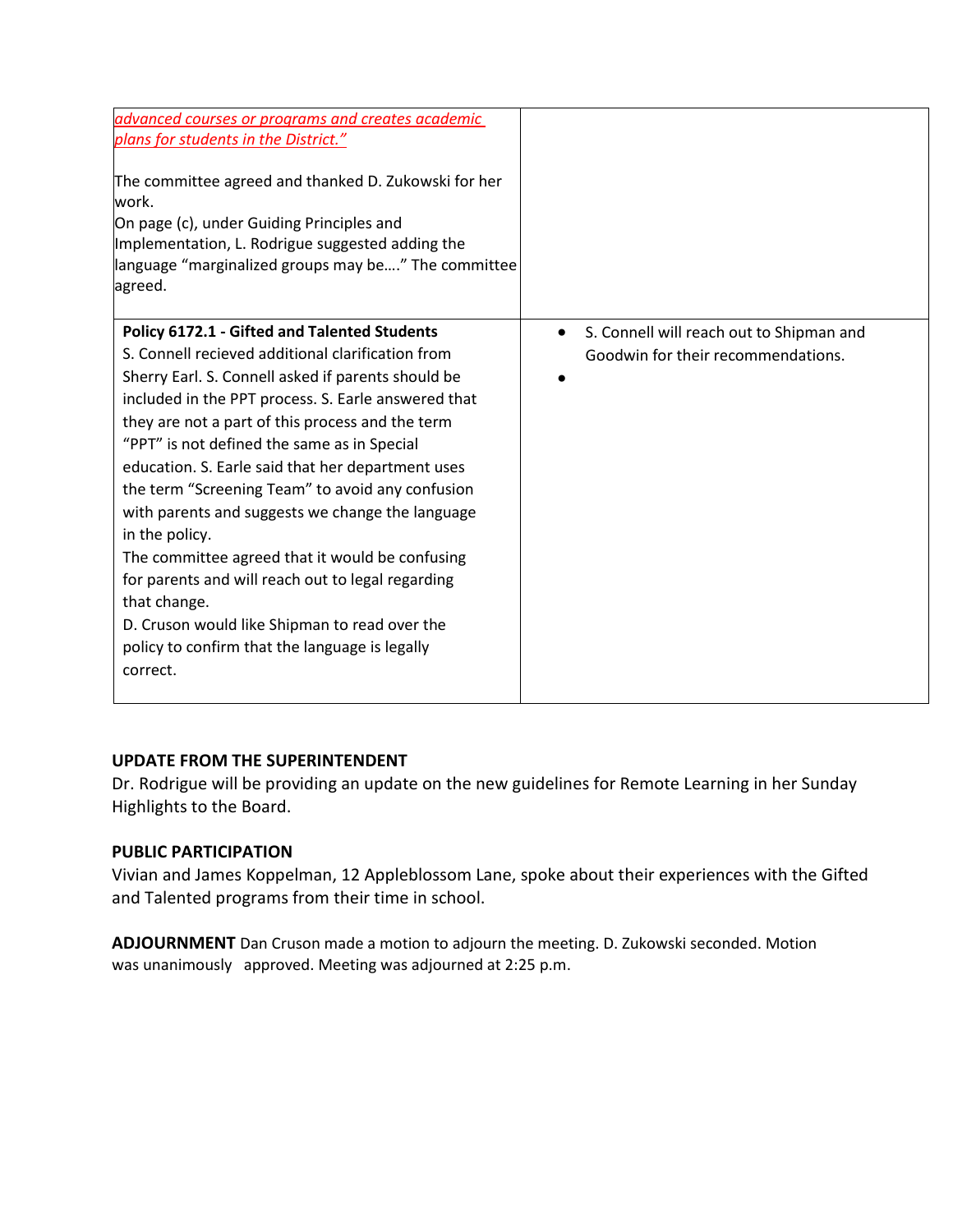| | |
|---|---|
| *advanced courses or programs and creates academic plans for students in the District."*<br><br>The committee agreed and thanked D. Zukowski for her work.<br>On page (c), under Guiding Principles and Implementation, L. Rodrigue suggested adding the language "marginalized groups may be…." The committee agreed. | |
| **Policy 6172.1 - Gifted and Talented Students**<br>S. Connell recieved additional clarification from Sherry Earl. S. Connell asked if parents should be included in the PPT process. S. Earle answered that they are not a part of this process and the term "PPT" is not defined the same as in Special education. S. Earle said that her department uses the term "Screening Team" to avoid any confusion with parents and suggests we change the language in the policy.<br>The committee agreed that it would be confusing for parents and will reach out to legal regarding that change.<br>D. Cruson would like Shipman to read over the policy to confirm that the language is legally correct. | • S. Connell will reach out to Shipman and Goodwin for their recommendations.<br>• |

**UPDATE FROM THE SUPERINTENDENT**

Dr. Rodrigue will be providing an update on the new guidelines for Remote Learning in her Sunday Highlights to the Board.

**PUBLIC PARTICIPATION**

Vivian and James Koppelman, 12 Appleblossom Lane, spoke about their experiences with the Gifted and Talented programs from their time in school.

**ADJOURNMENT** Dan Cruson made a motion to adjourn the meeting. D. Zukowski seconded. Motion was unanimously approved. Meeting was adjourned at 2:25 p.m.